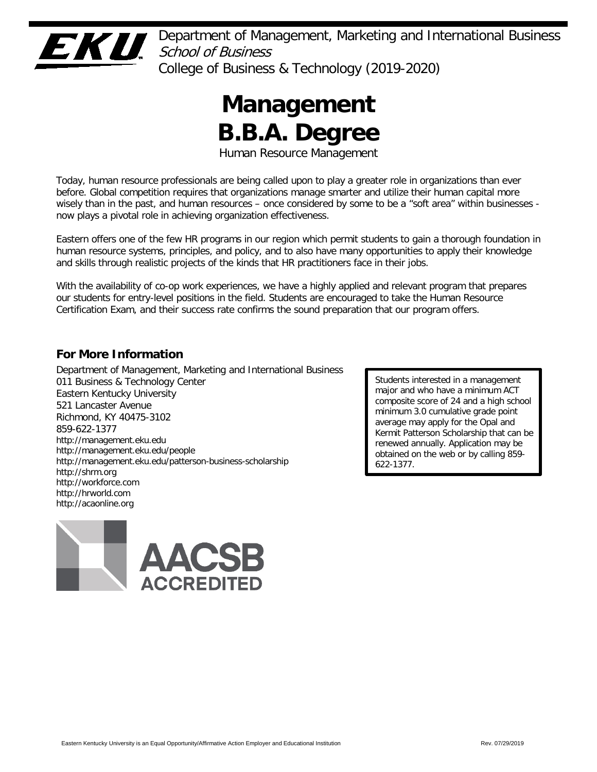Department of Management, Marketing and International Business
*School of Business*
College of Business & Technology (2019-2020)

# Management B.B.A. Degree

Human Resource Management

Today, human resource professionals are being called upon to play a greater role in organizations than ever before. Global competition requires that organizations manage smarter and utilize their human capital more wisely than in the past, and human resources – once considered by some to be a "soft area" within businesses - now plays a pivotal role in achieving organization effectiveness.

Eastern offers one of the few HR programs in our region which permit students to gain a thorough foundation in human resource systems, principles, and policy, and to also have many opportunities to apply their knowledge and skills through realistic projects of the kinds that HR practitioners face in their jobs.

With the availability of co-op work experiences, we have a highly applied and relevant program that prepares our students for entry-level positions in the field. Students are encouraged to take the Human Resource Certification Exam, and their success rate confirms the sound preparation that our program offers.

## For More Information

Department of Management, Marketing and International Business
011 Business & Technology Center
Eastern Kentucky University
521 Lancaster Avenue
Richmond, KY 40475-3102
859-622-1377
http://management.eku.edu
http://management.eku.edu/people
http://management.eku.edu/patterson-business-scholarship
http://shrm.org
http://workforce.com
http://hrworld.com
http://acaonline.org

Students interested in a management major and who have a minimum ACT composite score of 24 and a high school minimum 3.0 cumulative grade point average may apply for the Opal and Kermit Patterson Scholarship that can be renewed annually. Application may be obtained on the web or by calling 859-622-1377.

AACSB ACCREDITED

Eastern Kentucky University is an Equal Opportunity/Affirmative Action Employer and Educational Institution

Rev. 07/29/2019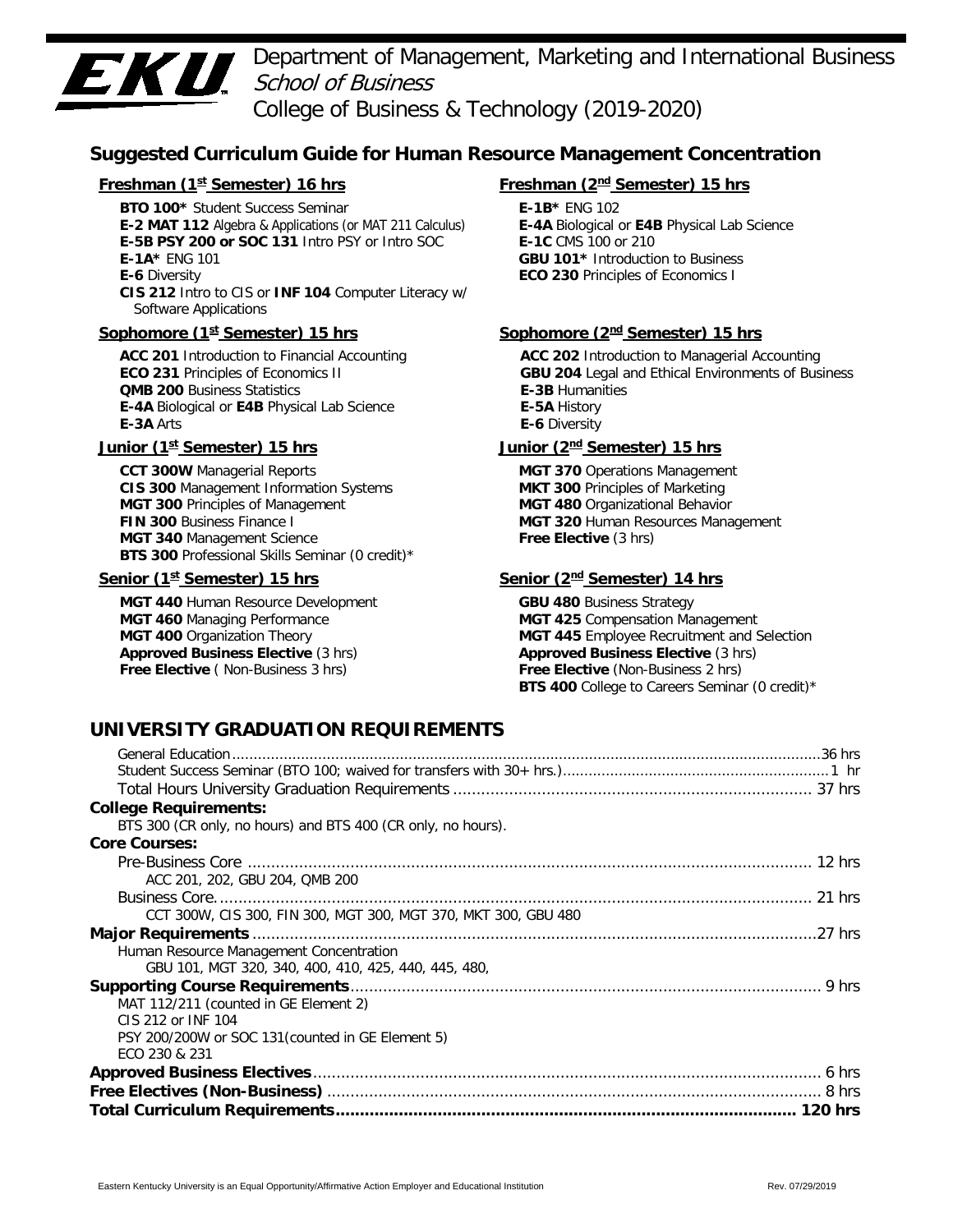Department of Management, Marketing and International Business
*School of Business*
College of Business & Technology (2019-2020)

## Suggested Curriculum Guide for Human Resource Management Concentration

### Freshman (1st Semester) 16 hrs

**BTO 100*** Student Success Seminar
**E-2 MAT 112** Algebra & Applications (or MAT 211 Calculus)
**E-5B PSY 200 or SOC 131** Intro PSY or Intro SOC
**E-1A*** ENG 101
**E-6** Diversity
**CIS 212** Intro to CIS or **INF 104** Computer Literacy w/ Software Applications

### Freshman (2nd Semester) 15 hrs

**E-1B*** ENG 102
**E-4A** Biological or **E4B** Physical Lab Science
**E-1C** CMS 100 or 210
**GBU 101*** Introduction to Business
**ECO 230** Principles of Economics I

### Sophomore (1st Semester) 15 hrs

**ACC 201** Introduction to Financial Accounting
**ECO 231** Principles of Economics II
**QMB 200** Business Statistics
**E-4A** Biological or **E4B** Physical Lab Science
**E-3A** Arts

### Sophomore (2nd Semester) 15 hrs

**ACC 202** Introduction to Managerial Accounting
**GBU 204** Legal and Ethical Environments of Business
**E-3B** Humanities
**E-5A** History
**E-6** Diversity

### Junior (1st Semester) 15 hrs

**CCT 300W** Managerial Reports
**CIS 300** Management Information Systems
**MGT 300** Principles of Management
**FIN 300** Business Finance I
**MGT 340** Management Science
**BTS 300** Professional Skills Seminar (0 credit)*

### Junior (2nd Semester) 15 hrs

**MGT 370** Operations Management
**MKT 300** Principles of Marketing
**MGT 480** Organizational Behavior
**MGT 320** Human Resources Management
**Free Elective** (3 hrs)

### Senior (1st Semester) 15 hrs

**MGT 440** Human Resource Development
**MGT 460** Managing Performance
**MGT 400** Organization Theory
**Approved Business Elective** (3 hrs)
**Free Elective** ( Non-Business 3 hrs)

### Senior (2nd Semester) 14 hrs

**GBU 480** Business Strategy
**MGT 425** Compensation Management
**MGT 445** Employee Recruitment and Selection
**Approved Business Elective** (3 hrs)
**Free Elective** (Non-Business 2 hrs)
**BTS 400** College to Careers Seminar (0 credit)*

## UNIVERSITY GRADUATION REQUIREMENTS

General Education .......... 36 hrs
Student Success Seminar (BTO 100; waived for transfers with 30+ hrs.) .......... 1 hr
Total Hours University Graduation Requirements .......... 37 hrs

**College Requirements:**
BTS 300 (CR only, no hours) and BTS 400 (CR only, no hours).

**Core Courses:**
Pre-Business Core .......... 12 hrs
ACC 201, 202, GBU 204, QMB 200
Business Core .......... 21 hrs
CCT 300W, CIS 300, FIN 300, MGT 300, MGT 370, MKT 300, GBU 480

**Major Requirements** .......... 27 hrs
Human Resource Management Concentration
GBU 101, MGT 320, 340, 400, 410, 425, 440, 445, 480,

**Supporting Course Requirements** .......... 9 hrs
MAT 112/211 (counted in GE Element 2)
CIS 212 or INF 104
PSY 200/200W or SOC 131(counted in GE Element 5)
ECO 230 & 231

**Approved Business Electives** .......... 6 hrs
**Free Electives (Non-Business)** .......... 8 hrs
**Total Curriculum Requirements** .......... **120 hrs**

Eastern Kentucky University is an Equal Opportunity/Affirmative Action Employer and Educational Institution — Rev. 07/29/2019